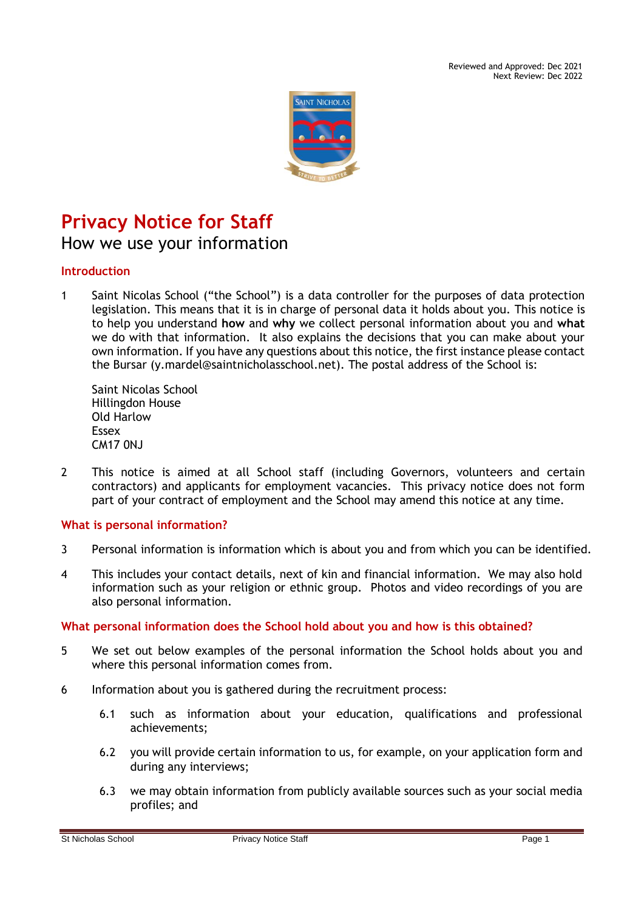Reviewed and Approved: Dec 2021
Next Review: Dec 2022

# Privacy Notice for Staff

## How we use your information

### Introduction

1 Saint Nicolas School ("the School") is a data controller for the purposes of data protection legislation. This means that it is in charge of personal data it holds about you. This notice is to help you understand **how** and **why** we collect personal information about you and **what** we do with that information. It also explains the decisions that you can make about your own information. If you have any questions about this notice, the first instance please contact the Bursar (y.mardel@saintnicholasschool.net). The postal address of the School is:

Saint Nicolas School
Hillingdon House
Old Harlow
Essex
CM17 0NJ

2 This notice is aimed at all School staff (including Governors, volunteers and certain contractors) and applicants for employment vacancies. This privacy notice does not form part of your contract of employment and the School may amend this notice at any time.

### What is personal information?

3 Personal information is information which is about you and from which you can be identified.

4 This includes your contact details, next of kin and financial information. We may also hold information such as your religion or ethnic group. Photos and video recordings of you are also personal information.

### What personal information does the School hold about you and how is this obtained?

5 We set out below examples of the personal information the School holds about you and where this personal information comes from.

6 Information about you is gathered during the recruitment process:

6.1 such as information about your education, qualifications and professional achievements;

6.2 you will provide certain information to us, for example, on your application form and during any interviews;

6.3 we may obtain information from publicly available sources such as your social media profiles; and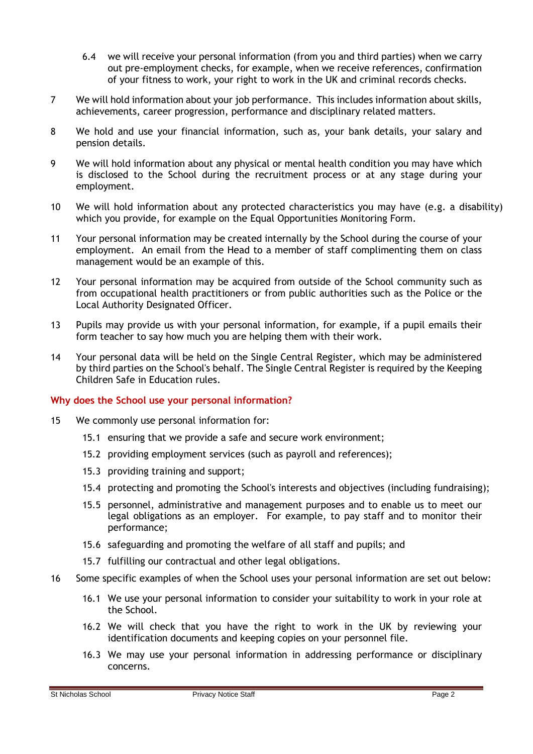6.4 we will receive your personal information (from you and third parties) when we carry out pre-employment checks, for example, when we receive references, confirmation of your fitness to work, your right to work in the UK and criminal records checks.

7 We will hold information about your job performance. This includes information about skills, achievements, career progression, performance and disciplinary related matters.

8 We hold and use your financial information, such as, your bank details, your salary and pension details.

9 We will hold information about any physical or mental health condition you may have which is disclosed to the School during the recruitment process or at any stage during your employment.

10 We will hold information about any protected characteristics you may have (e.g. a disability) which you provide, for example on the Equal Opportunities Monitoring Form.

11 Your personal information may be created internally by the School during the course of your employment. An email from the Head to a member of staff complimenting them on class management would be an example of this.

12 Your personal information may be acquired from outside of the School community such as from occupational health practitioners or from public authorities such as the Police or the Local Authority Designated Officer.

13 Pupils may provide us with your personal information, for example, if a pupil emails their form teacher to say how much you are helping them with their work.

14 Your personal data will be held on the Single Central Register, which may be administered by third parties on the School's behalf. The Single Central Register is required by the Keeping Children Safe in Education rules.

## Why does the School use your personal information?

15 We commonly use personal information for:

15.1 ensuring that we provide a safe and secure work environment;

15.2 providing employment services (such as payroll and references);

15.3 providing training and support;

15.4 protecting and promoting the School's interests and objectives (including fundraising);

15.5 personnel, administrative and management purposes and to enable us to meet our legal obligations as an employer. For example, to pay staff and to monitor their performance;

15.6 safeguarding and promoting the welfare of all staff and pupils; and

15.7 fulfilling our contractual and other legal obligations.

16 Some specific examples of when the School uses your personal information are set out below:

16.1 We use your personal information to consider your suitability to work in your role at the School.

16.2 We will check that you have the right to work in the UK by reviewing your identification documents and keeping copies on your personnel file.

16.3 We may use your personal information in addressing performance or disciplinary concerns.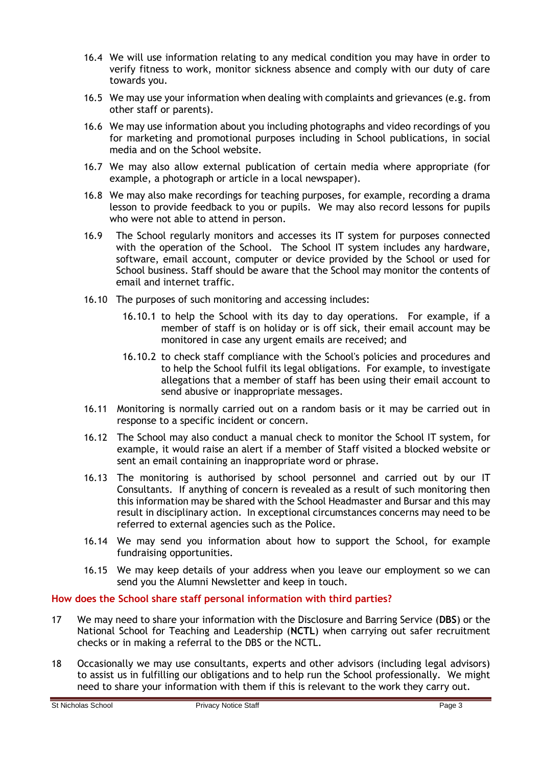16.4 We will use information relating to any medical condition you may have in order to verify fitness to work, monitor sickness absence and comply with our duty of care towards you.

16.5 We may use your information when dealing with complaints and grievances (e.g. from other staff or parents).

16.6 We may use information about you including photographs and video recordings of you for marketing and promotional purposes including in School publications, in social media and on the School website.

16.7 We may also allow external publication of certain media where appropriate (for example, a photograph or article in a local newspaper).

16.8 We may also make recordings for teaching purposes, for example, recording a drama lesson to provide feedback to you or pupils. We may also record lessons for pupils who were not able to attend in person.

16.9 The School regularly monitors and accesses its IT system for purposes connected with the operation of the School. The School IT system includes any hardware, software, email account, computer or device provided by the School or used for School business. Staff should be aware that the School may monitor the contents of email and internet traffic.

16.10 The purposes of such monitoring and accessing includes:

16.10.1 to help the School with its day to day operations. For example, if a member of staff is on holiday or is off sick, their email account may be monitored in case any urgent emails are received; and

16.10.2 to check staff compliance with the School's policies and procedures and to help the School fulfil its legal obligations. For example, to investigate allegations that a member of staff has been using their email account to send abusive or inappropriate messages.

16.11 Monitoring is normally carried out on a random basis or it may be carried out in response to a specific incident or concern.

16.12 The School may also conduct a manual check to monitor the School IT system, for example, it would raise an alert if a member of Staff visited a blocked website or sent an email containing an inappropriate word or phrase.

16.13 The monitoring is authorised by school personnel and carried out by our IT Consultants. If anything of concern is revealed as a result of such monitoring then this information may be shared with the School Headmaster and Bursar and this may result in disciplinary action. In exceptional circumstances concerns may need to be referred to external agencies such as the Police.

16.14 We may send you information about how to support the School, for example fundraising opportunities.

16.15 We may keep details of your address when you leave our employment so we can send you the Alumni Newsletter and keep in touch.

## How does the School share staff personal information with third parties?

17 We may need to share your information with the Disclosure and Barring Service (**DBS**) or the National School for Teaching and Leadership (**NCTL**) when carrying out safer recruitment checks or in making a referral to the DBS or the NCTL.

18 Occasionally we may use consultants, experts and other advisors (including legal advisors) to assist us in fulfilling our obligations and to help run the School professionally. We might need to share your information with them if this is relevant to the work they carry out.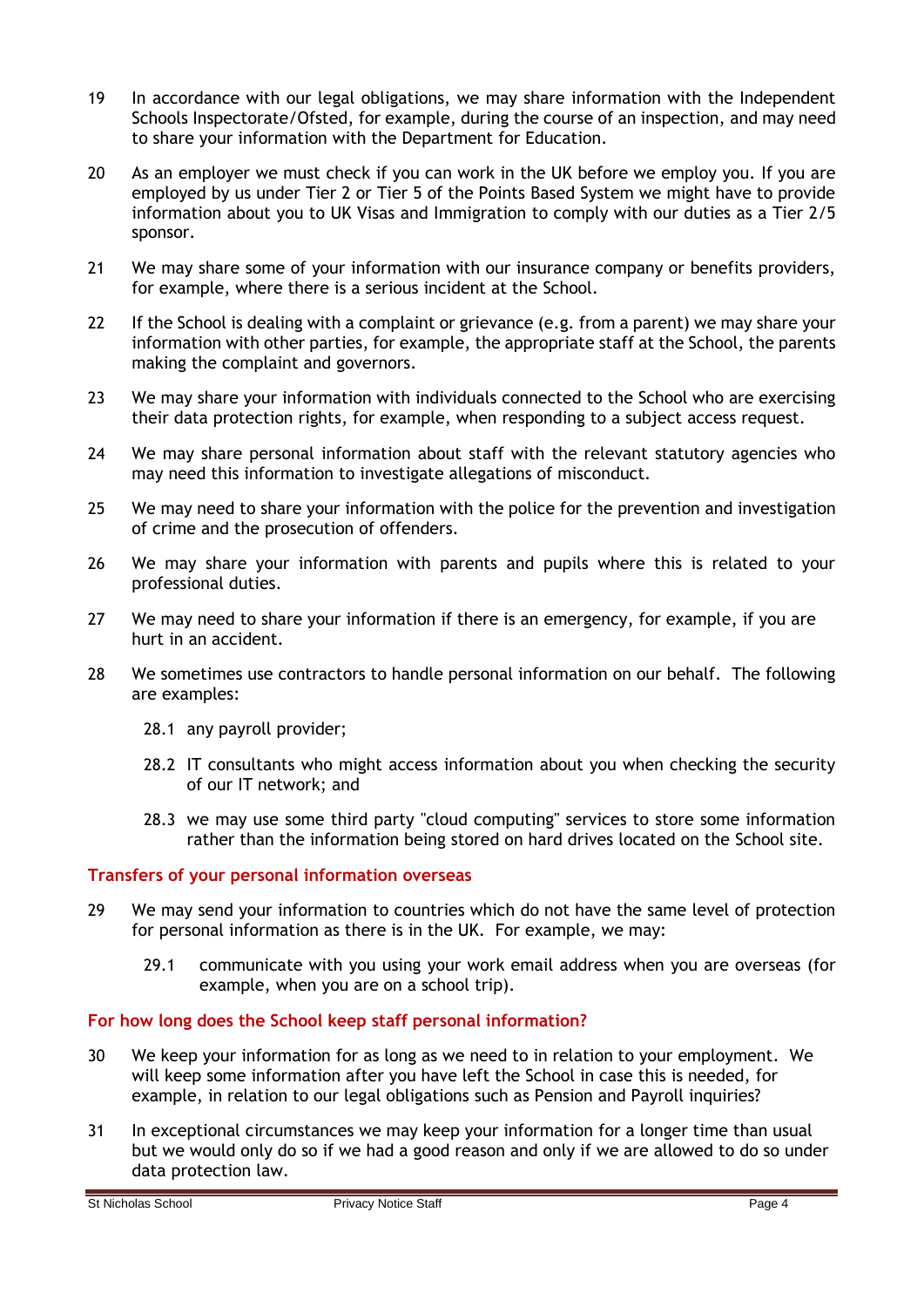19 In accordance with our legal obligations, we may share information with the Independent Schools Inspectorate/Ofsted, for example, during the course of an inspection, and may need to share your information with the Department for Education.

20 As an employer we must check if you can work in the UK before we employ you. If you are employed by us under Tier 2 or Tier 5 of the Points Based System we might have to provide information about you to UK Visas and Immigration to comply with our duties as a Tier 2/5 sponsor.

21 We may share some of your information with our insurance company or benefits providers, for example, where there is a serious incident at the School.

22 If the School is dealing with a complaint or grievance (e.g. from a parent) we may share your information with other parties, for example, the appropriate staff at the School, the parents making the complaint and governors.

23 We may share your information with individuals connected to the School who are exercising their data protection rights, for example, when responding to a subject access request.

24 We may share personal information about staff with the relevant statutory agencies who may need this information to investigate allegations of misconduct.

25 We may need to share your information with the police for the prevention and investigation of crime and the prosecution of offenders.

26 We may share your information with parents and pupils where this is related to your professional duties.

27 We may need to share your information if there is an emergency, for example, if you are hurt in an accident.

28 We sometimes use contractors to handle personal information on our behalf. The following are examples:

28.1 any payroll provider;

28.2 IT consultants who might access information about you when checking the security of our IT network; and

28.3 we may use some third party "cloud computing" services to store some information rather than the information being stored on hard drives located on the School site.

## Transfers of your personal information overseas

29 We may send your information to countries which do not have the same level of protection for personal information as there is in the UK. For example, we may:

29.1 communicate with you using your work email address when you are overseas (for example, when you are on a school trip).

## For how long does the School keep staff personal information?

30 We keep your information for as long as we need to in relation to your employment. We will keep some information after you have left the School in case this is needed, for example, in relation to our legal obligations such as Pension and Payroll inquiries?

31 In exceptional circumstances we may keep your information for a longer time than usual but we would only do so if we had a good reason and only if we are allowed to do so under data protection law.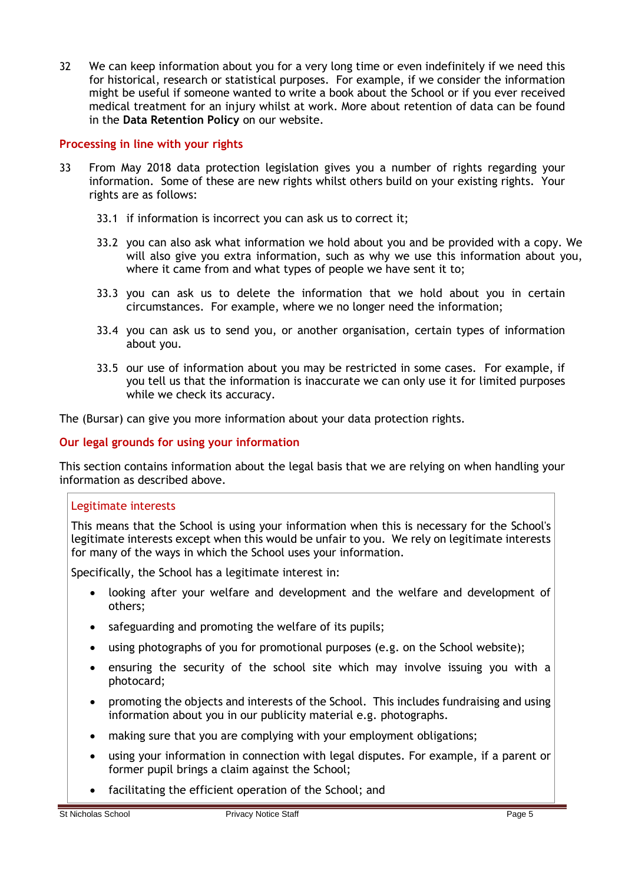32 We can keep information about you for a very long time or even indefinitely if we need this for historical, research or statistical purposes. For example, if we consider the information might be useful if someone wanted to write a book about the School or if you ever received medical treatment for an injury whilst at work. More about retention of data can be found in the **Data Retention Policy** on our website.

## Processing in line with your rights

33 From May 2018 data protection legislation gives you a number of rights regarding your information. Some of these are new rights whilst others build on your existing rights. Your rights are as follows:

- 33.1 if information is incorrect you can ask us to correct it;
- 33.2 you can also ask what information we hold about you and be provided with a copy. We will also give you extra information, such as why we use this information about you, where it came from and what types of people we have sent it to;
- 33.3 you can ask us to delete the information that we hold about you in certain circumstances. For example, where we no longer need the information;
- 33.4 you can ask us to send you, or another organisation, certain types of information about you.
- 33.5 our use of information about you may be restricted in some cases. For example, if you tell us that the information is inaccurate we can only use it for limited purposes while we check its accuracy.

The (Bursar) can give you more information about your data protection rights.

## Our legal grounds for using your information

This section contains information about the legal basis that we are relying on when handling your information as described above.

### Legitimate interests

This means that the School is using your information when this is necessary for the School's legitimate interests except when this would be unfair to you. We rely on legitimate interests for many of the ways in which the School uses your information.

Specifically, the School has a legitimate interest in:

- looking after your welfare and development and the welfare and development of others;
- safeguarding and promoting the welfare of its pupils;
- using photographs of you for promotional purposes (e.g. on the School website);
- ensuring the security of the school site which may involve issuing you with a photocard;
- promoting the objects and interests of the School. This includes fundraising and using information about you in our publicity material e.g. photographs.
- making sure that you are complying with your employment obligations;
- using your information in connection with legal disputes. For example, if a parent or former pupil brings a claim against the School;
- facilitating the efficient operation of the School; and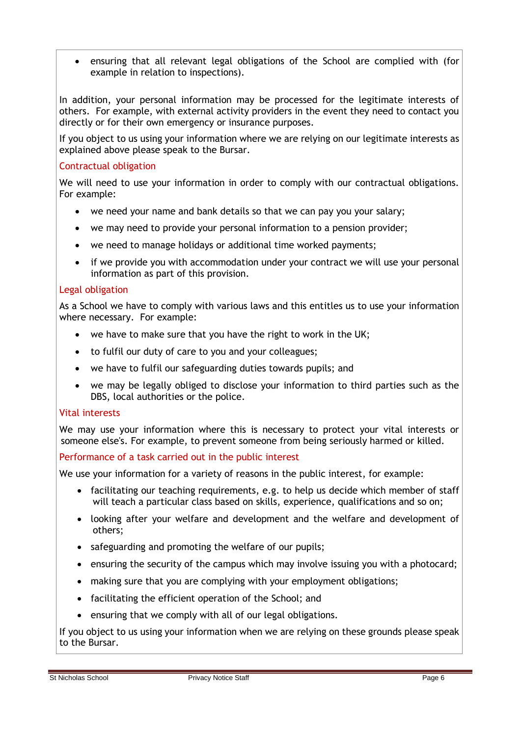- ensuring that all relevant legal obligations of the School are complied with (for example in relation to inspections).

In addition, your personal information may be processed for the legitimate interests of others. For example, with external activity providers in the event they need to contact you directly or for their own emergency or insurance purposes.

If you object to us using your information where we are relying on our legitimate interests as explained above please speak to the Bursar.

### Contractual obligation

We will need to use your information in order to comply with our contractual obligations. For example:

- we need your name and bank details so that we can pay you your salary;
- we may need to provide your personal information to a pension provider;
- we need to manage holidays or additional time worked payments;
- if we provide you with accommodation under your contract we will use your personal information as part of this provision.

### Legal obligation

As a School we have to comply with various laws and this entitles us to use your information where necessary. For example:

- we have to make sure that you have the right to work in the UK;
- to fulfil our duty of care to you and your colleagues;
- we have to fulfil our safeguarding duties towards pupils; and
- we may be legally obliged to disclose your information to third parties such as the DBS, local authorities or the police.

### Vital interests

We may use your information where this is necessary to protect your vital interests or someone else's. For example, to prevent someone from being seriously harmed or killed.

### Performance of a task carried out in the public interest

We use your information for a variety of reasons in the public interest, for example:

- facilitating our teaching requirements, e.g. to help us decide which member of staff will teach a particular class based on skills, experience, qualifications and so on;
- looking after your welfare and development and the welfare and development of others;
- safeguarding and promoting the welfare of our pupils;
- ensuring the security of the campus which may involve issuing you with a photocard;
- making sure that you are complying with your employment obligations;
- facilitating the efficient operation of the School; and
- ensuring that we comply with all of our legal obligations.

If you object to us using your information when we are relying on these grounds please speak to the Bursar.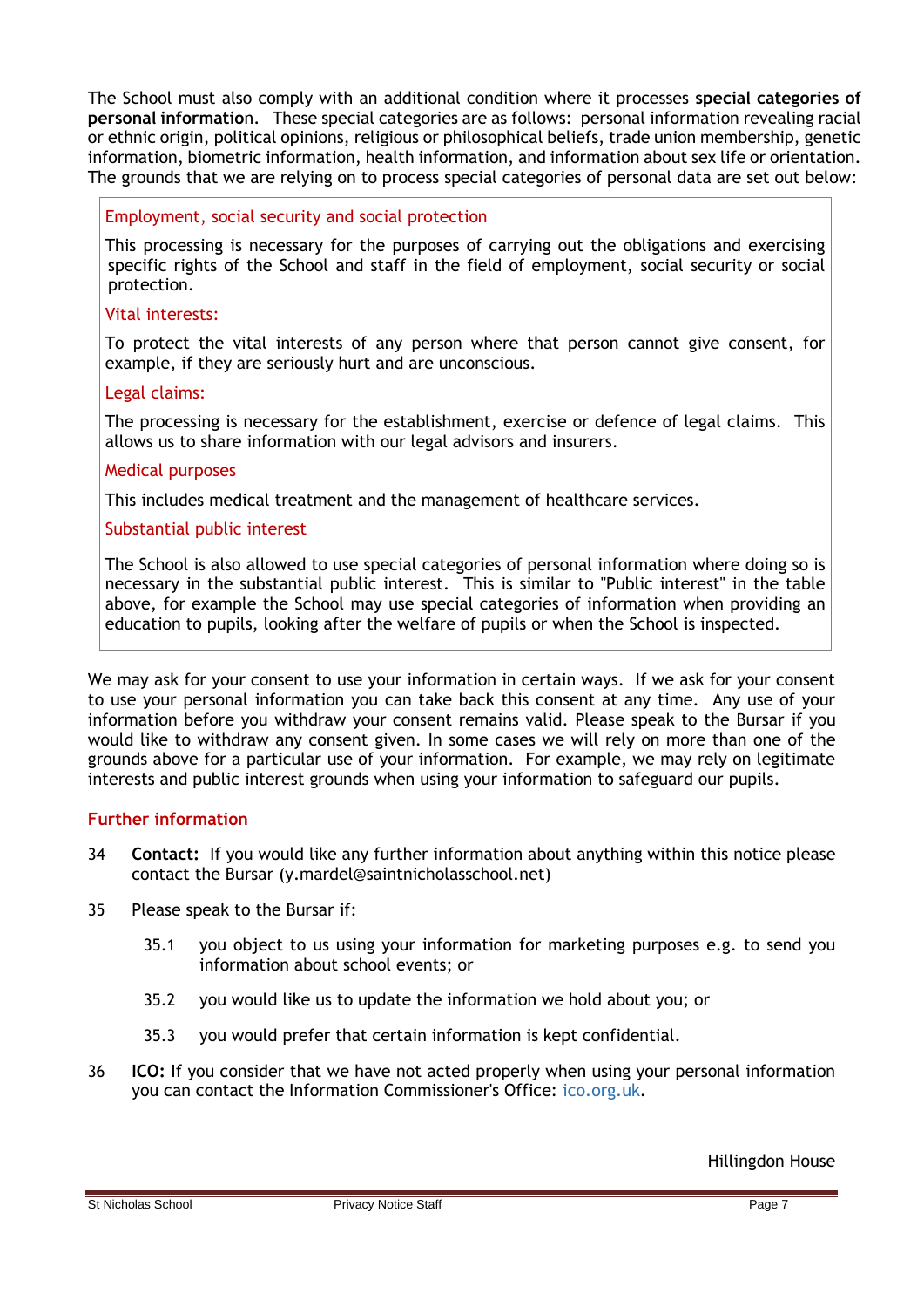The School must also comply with an additional condition where it processes **special categories of personal information**. These special categories are as follows: personal information revealing racial or ethnic origin, political opinions, religious or philosophical beliefs, trade union membership, genetic information, biometric information, health information, and information about sex life or orientation. The grounds that we are relying on to process special categories of personal data are set out below:

Employment, social security and social protection

This processing is necessary for the purposes of carrying out the obligations and exercising specific rights of the School and staff in the field of employment, social security or social protection.

Vital interests:

To protect the vital interests of any person where that person cannot give consent, for example, if they are seriously hurt and are unconscious.

Legal claims:

The processing is necessary for the establishment, exercise or defence of legal claims. This allows us to share information with our legal advisors and insurers.

Medical purposes

This includes medical treatment and the management of healthcare services.

Substantial public interest

The School is also allowed to use special categories of personal information where doing so is necessary in the substantial public interest. This is similar to "Public interest" in the table above, for example the School may use special categories of information when providing an education to pupils, looking after the welfare of pupils or when the School is inspected.

We may ask for your consent to use your information in certain ways. If we ask for your consent to use your personal information you can take back this consent at any time. Any use of your information before you withdraw your consent remains valid. Please speak to the Bursar if you would like to withdraw any consent given. In some cases we will rely on more than one of the grounds above for a particular use of your information. For example, we may rely on legitimate interests and public interest grounds when using your information to safeguard our pupils.

## Further information

34 **Contact:** If you would like any further information about anything within this notice please contact the Bursar (y.mardel@saintnicholasschool.net)

35 Please speak to the Bursar if:

35.1 you object to us using your information for marketing purposes e.g. to send you information about school events; or

35.2 you would like us to update the information we hold about you; or

35.3 you would prefer that certain information is kept confidential.

36 **ICO:** If you consider that we have not acted properly when using your personal information you can contact the Information Commissioner's Office: ico.org.uk.

Hillingdon House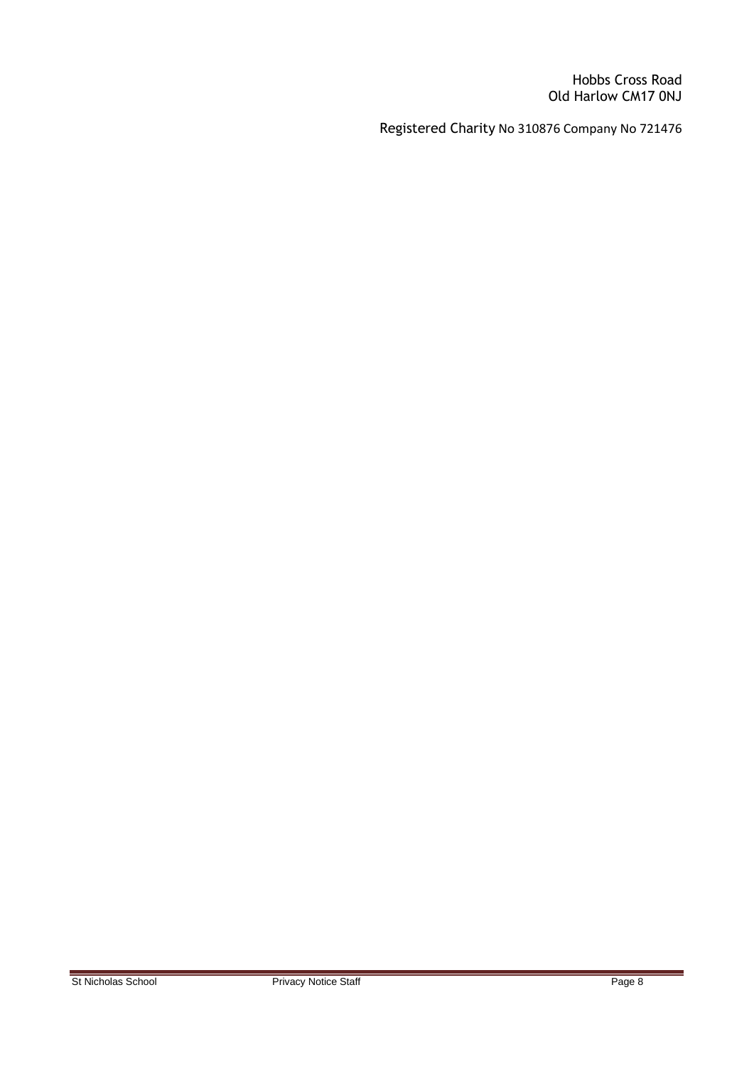Hobbs Cross Road
Old Harlow CM17 0NJ

Registered Charity No 310876 Company No 721476